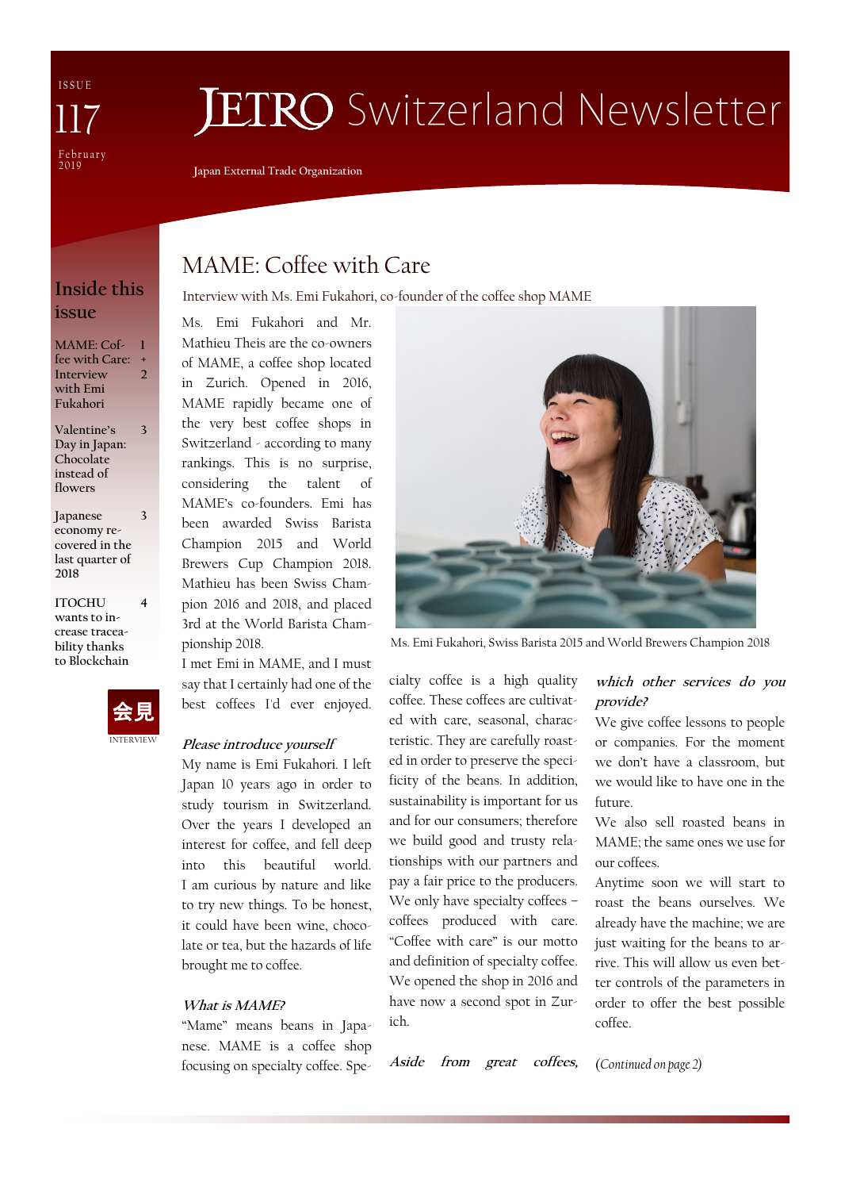ISSUE 117

February 2019

# JETRO Switzerland Newsletter

Japan External Trade Organization

## Inside this issue

| | |
|---|---|
| MAME: Coffee with Care: Interview with Emi Fukahori | 1 + 2 |
| Valentine's Day in Japan: Chocolate instead of flowers | 3 |
| Japanese economy recovered in the last quarter of 2018 | 3 |
| ITOCHU wants to increase traceability thanks to Blockchain | 4 |

会見

INTERVIEW

# MAME: Coffee with Care

Interview with Ms. Emi Fukahori, co-founder of the coffee shop MAME

Ms. Emi Fukahori and Mr. Mathieu Theis are the co-owners of MAME, a coffee shop located in Zurich. Opened in 2016, MAME rapidly became one of the very best coffee shops in Switzerland - according to many rankings. This is no surprise, considering the talent of MAME's co-founders. Emi has been awarded Swiss Barista Champion 2015 and World Brewers Cup Champion 2018. Mathieu has been Swiss Champion 2016 and 2018, and placed 3rd at the World Barista Championship 2018.

I met Emi in MAME, and I must say that I certainly had one of the best coffees I'd ever enjoyed.

Ms. Emi Fukahori, Swiss Barista 2015 and World Brewers Champion 2018

***Please introduce yourself***

My name is Emi Fukahori. I left Japan 10 years ago in order to study tourism in Switzerland. Over the years I developed an interest for coffee, and fell deep into this beautiful world. I am curious by nature and like to try new things. To be honest, it could have been wine, chocolate or tea, but the hazards of life brought me to coffee.

***What is MAME?***

"Mame" means beans in Japanese. MAME is a coffee shop focusing on specialty coffee. Specialty coffee is a high quality coffee. These coffees are cultivated with care, seasonal, characteristic. They are carefully roasted in order to preserve the specificity of the beans. In addition, sustainability is important for us and for our consumers; therefore we build good and trusty relationships with our partners and pay a fair price to the producers. We only have specialty coffees – coffees produced with care. "Coffee with care" is our motto and definition of specialty coffee. We opened the shop in 2016 and have now a second spot in Zurich.

***Aside from great coffees, which other services do you provide?***

We give coffee lessons to people or companies. For the moment we don't have a classroom, but we would like to have one in the future.

We also sell roasted beans in MAME; the same ones we use for our coffees.

Anytime soon we will start to roast the beans ourselves. We already have the machine; we are just waiting for the beans to arrive. This will allow us even better controls of the parameters in order to offer the best possible coffee.

*(Continued on page 2)*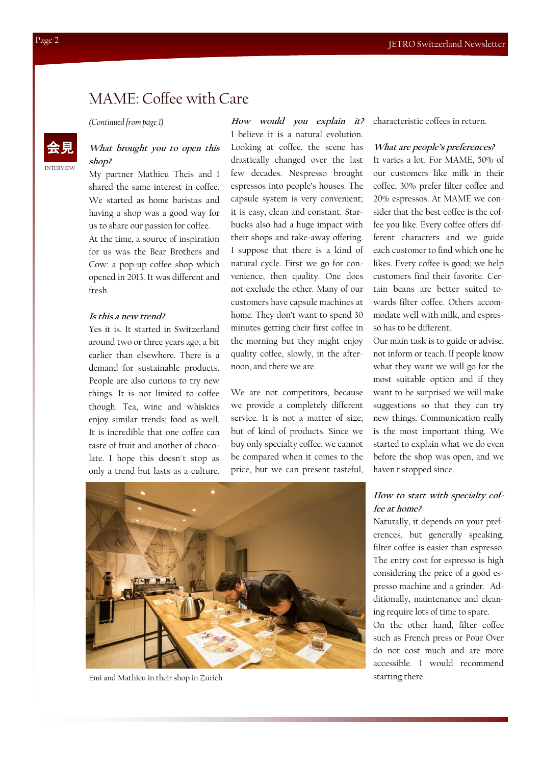# MAME: Coffee with Care

*(Continued from page 1)*

会見

INTERVIEW

***What brought you to open this shop?***

My partner Mathieu Theis and I shared the same interest in coffee. We started as home baristas and having a shop was a good way for us to share our passion for coffee.

At the time, a source of inspiration for us was the Bear Brothers and Cow: a pop-up coffee shop which opened in 2013. It was different and fresh.

***Is this a new trend?***

Yes it is. It started in Switzerland around two or three years ago; a bit earlier than elsewhere. There is a demand for sustainable products. People are also curious to try new things. It is not limited to coffee though. Tea, wine and whiskies enjoy similar trends; food as well. It is incredible that one coffee can taste of fruit and another of chocolate. I hope this doesn´t stop as only a trend but lasts as a culture.

***How would you explain it?***

I believe it is a natural evolution. Looking at coffee, the scene has drastically changed over the last few decades. Nespresso brought espressos into people's houses. The capsule system is very convenient; it is easy, clean and constant. Starbucks also had a huge impact with their shops and take-away offering. I suppose that there is a kind of natural cycle. First we go for convenience, then quality. One does not exclude the other. Many of our customers have capsule machines at home. They don't want to spend 30 minutes getting their first coffee in the morning but they might enjoy quality coffee, slowly, in the afternoon, and there we are.

We are not competitors, because we provide a completely different service. It is not a matter of size, but of kind of products. Since we buy only specialty coffee, we cannot be compared when it comes to the price, but we can present tasteful, characteristic coffees in return.

***What are people's preferences?***

It varies a lot. For MAME, 50% of our customers like milk in their coffee, 30% prefer filter coffee and 20% espressos. At MAME we consider that the best coffee is the coffee you like. Every coffee offers different characters and we guide each customer to find which one he likes. Every coffee is good; we help customers find their favorite. Certain beans are better suited towards filter coffee. Others accommodate well with milk, and espresso has to be different.

Our main task is to guide or advise; not inform or teach. If people know what they want we will go for the most suitable option and if they want to be surprised we will make suggestions so that they can try new things. Communication really is the most important thing. We started to explain what we do even before the shop was open, and we haven't stopped since.

Emi and Mathieu in their shop in Zurich

***How to start with specialty coffee at home?***

Naturally, it depends on your preferences, but generally speaking, filter coffee is easier than espresso. The entry cost for espresso is high considering the price of a good espresso machine and a grinder. Additionally, maintenance and cleaning require lots of time to spare.

On the other hand, filter coffee such as French press or Pour Over do not cost much and are more accessible. I would recommend starting there.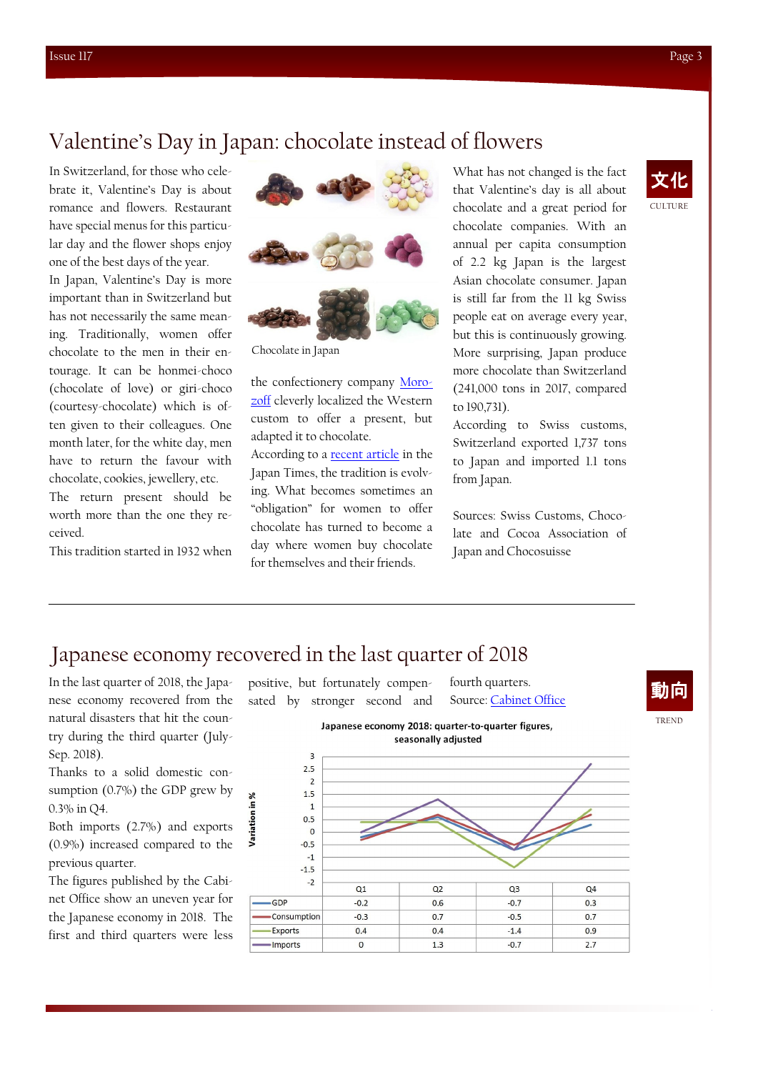# Valentine's Day in Japan: chocolate instead of flowers

文化

CULTURE

In Switzerland, for those who celebrate it, Valentine's Day is about romance and flowers. Restaurant have special menus for this particular day and the flower shops enjoy one of the best days of the year.

In Japan, Valentine's Day is more important than in Switzerland but has not necessarily the same meaning. Traditionally, women offer chocolate to the men in their entourage. It can be honmei-choco (chocolate of love) or giri-choco (courtesy-chocolate) which is often given to their colleagues. One month later, for the white day, men have to return the favour with chocolate, cookies, jewellery, etc.

The return present should be worth more than the one they received.

This tradition started in 1932 when the confectionery company [Morozoff](#) cleverly localized the Western custom to offer a present, but adapted it to chocolate.

Chocolate in Japan

According to a [recent article](#) in the Japan Times, the tradition is evolving. What becomes sometimes an "obligation" for women to offer chocolate has turned to become a day where women buy chocolate for themselves and their friends.

What has not changed is the fact that Valentine's day is all about chocolate and a great period for chocolate companies. With an annual per capita consumption of 2.2 kg Japan is the largest Asian chocolate consumer. Japan is still far from the 11 kg Swiss people eat on average every year, but this is continuously growing. More surprising, Japan produce more chocolate than Switzerland (241,000 tons in 2017, compared to 190,731).

According to Swiss customs, Switzerland exported 1,737 tons to Japan and imported 1.1 tons from Japan.

Sources: Swiss Customs, Chocolate and Cocoa Association of Japan and Chocosuisse

---

# Japanese economy recovered in the last quarter of 2018

動向

TREND

In the last quarter of 2018, the Japanese economy recovered from the natural disasters that hit the country during the third quarter (July-Sep. 2018).

Thanks to a solid domestic consumption (0.7%) the GDP grew by 0.3% in Q4.

Both imports (2.7%) and exports (0.9%) increased compared to the previous quarter.

The figures published by the Cabinet Office show an uneven year for the Japanese economy in 2018. The first and third quarters were less positive, but fortunately compensated by stronger second and fourth quarters.

Source: [Cabinet Office](#)

**Japanese economy 2018: quarter-to-quarter figures, seasonally adjusted**

Variation in %

| | Q1 | Q2 | Q3 | Q4 |
|---|---|---|---|---|
| GDP | -0.2 | 0.6 | -0.7 | 0.3 |
| Consumption | -0.3 | 0.7 | -0.5 | 0.7 |
| Exports | 0.4 | 0.4 | -1.4 | 0.9 |
| Imports | 0 | 1.3 | -0.7 | 2.7 |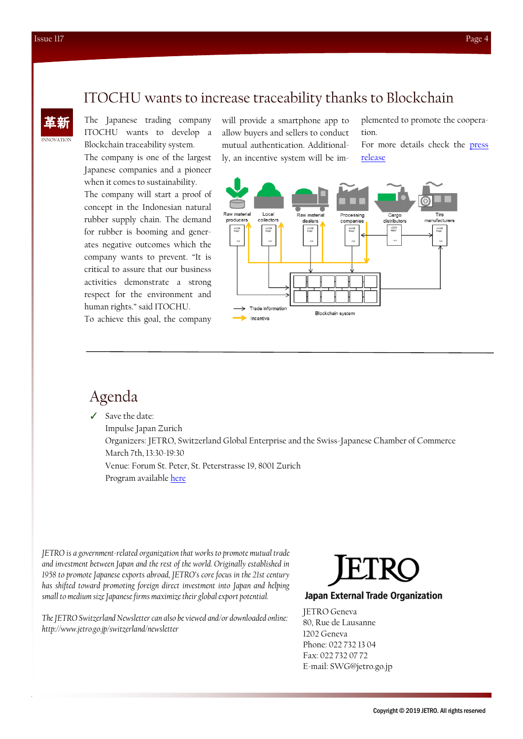# ITOCHU wants to increase traceability thanks to Blockchain

革新
INNOVATION

The Japanese trading company ITOCHU wants to develop a Blockchain traceability system.

The company is one of the largest Japanese companies and a pioneer when it comes to sustainability.

The company will start a proof of concept in the Indonesian natural rubber supply chain. The demand for rubber is booming and generates negative outcomes which the company wants to prevent. "It is critical to assure that our business activities demonstrate a strong respect for the environment and human rights." said ITOCHU.

To achieve this goal, the company will provide a smartphone app to allow buyers and sellers to conduct mutual authentication. Additionally, an incentive system will be implemented to promote the cooperation.

For more details check the press release

Raw material producers
Local collectors
Raw material dealers
Processing companies
Cargo distributors
Tire manufacturers
Trade information
Incentive
Blockchain system

# Agenda

- ✓ Save the date:
  Impulse Japan Zurich
  Organizers: JETRO, Switzerland Global Enterprise and the Swiss-Japanese Chamber of Commerce
  March 7th, 13:30-19:30
  Venue: Forum St. Peter, St. Peterstrasse 19, 8001 Zurich
  Program available here

*JETRO is a government-related organization that works to promote mutual trade and investment between Japan and the rest of the world. Originally established in 1958 to promote Japanese exports abroad, JETRO's core focus in the 21st century has shifted toward promoting foreign direct investment into Japan and helping small to medium size Japanese firms maximize their global export potential.*

*The JETRO Switzerland Newsletter can also be viewed and/or downloaded online: http://www.jetro.go.jp/switzerland/newsletter*

JETRO
**Japan External Trade Organization**

JETRO Geneva
80, Rue de Lausanne
1202 Geneva
Phone: 022 732 13 04
Fax: 022 732 07 72
E-mail: SWG@jetro.go.jp

Copyright © 2019 JETRO. All rights reserved